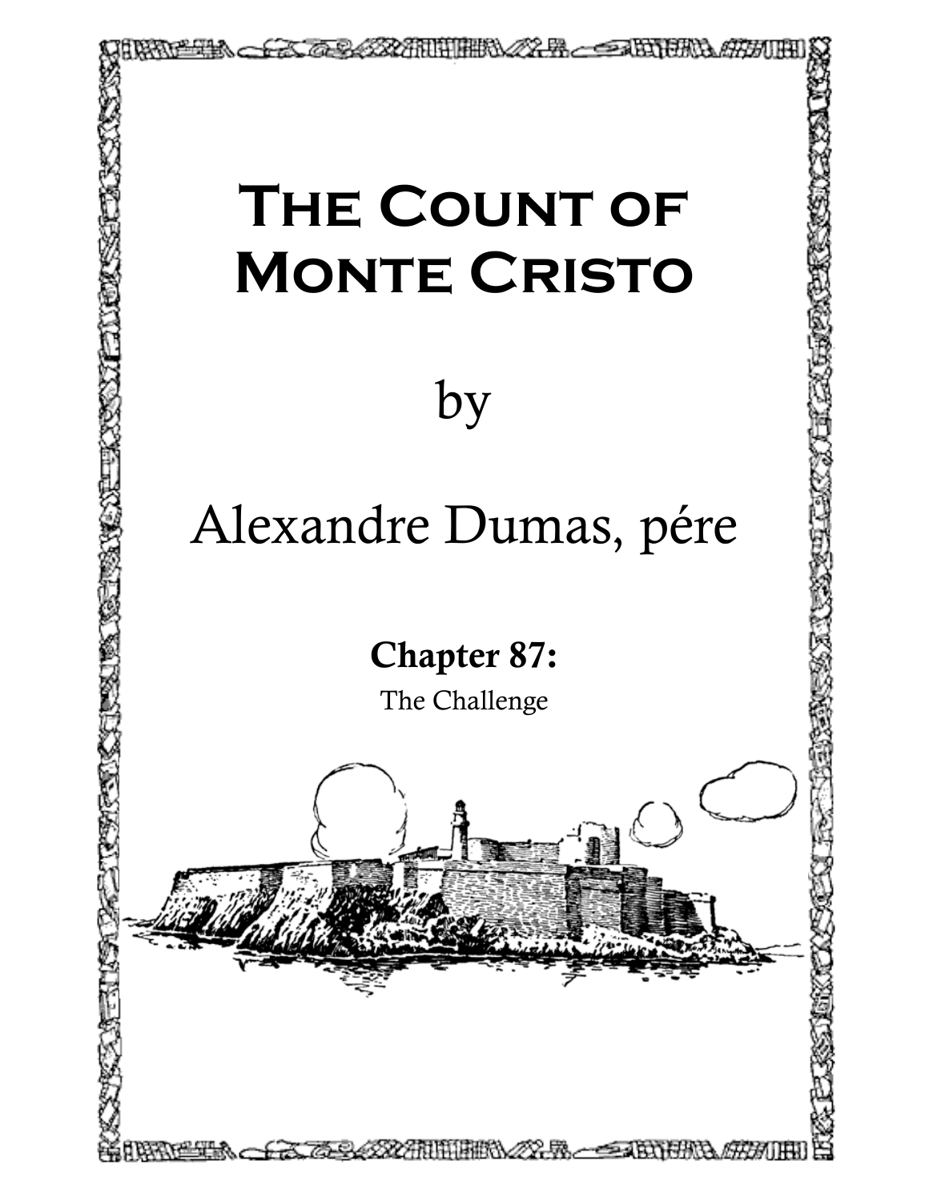# The Count of Monte Cristo

by

Alexandre Dumas, pére

**Chapter 87:**

The Challenge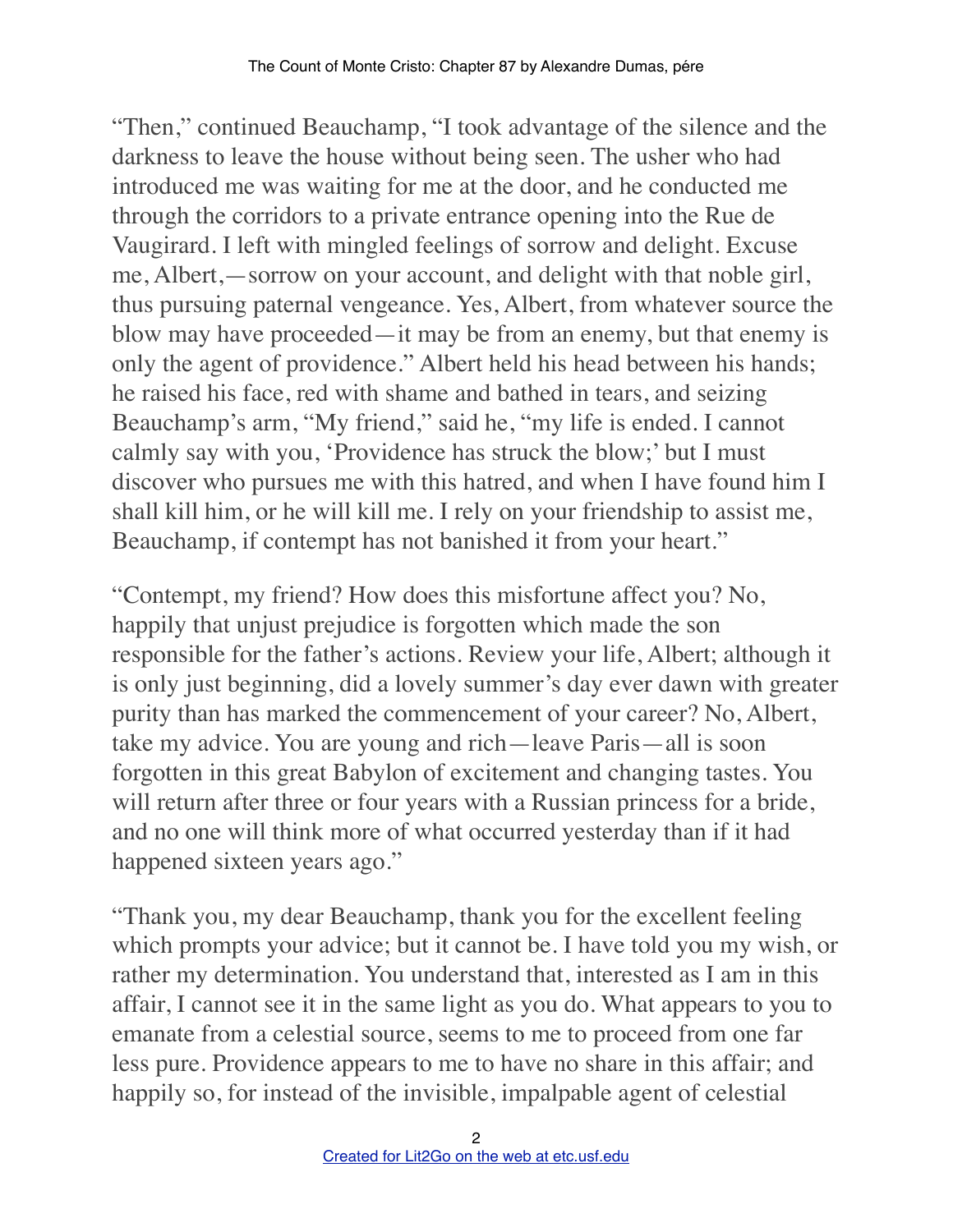"Then," continued Beauchamp, "I took advantage of the silence and the darkness to leave the house without being seen. The usher who had introduced me was waiting for me at the door, and he conducted me through the corridors to a private entrance opening into the Rue de Vaugirard. I left with mingled feelings of sorrow and delight. Excuse me, Albert,—sorrow on your account, and delight with that noble girl, thus pursuing paternal vengeance. Yes, Albert, from whatever source the blow may have proceeded—it may be from an enemy, but that enemy is only the agent of providence." Albert held his head between his hands; he raised his face, red with shame and bathed in tears, and seizing Beauchamp's arm, "My friend," said he, "my life is ended. I cannot calmly say with you, 'Providence has struck the blow;' but I must discover who pursues me with this hatred, and when I have found him I shall kill him, or he will kill me. I rely on your friendship to assist me, Beauchamp, if contempt has not banished it from your heart."

"Contempt, my friend? How does this misfortune affect you? No, happily that unjust prejudice is forgotten which made the son responsible for the father's actions. Review your life, Albert; although it is only just beginning, did a lovely summer's day ever dawn with greater purity than has marked the commencement of your career? No, Albert, take my advice. You are young and rich—leave Paris—all is soon forgotten in this great Babylon of excitement and changing tastes. You will return after three or four years with a Russian princess for a bride, and no one will think more of what occurred yesterday than if it had happened sixteen years ago."

"Thank you, my dear Beauchamp, thank you for the excellent feeling which prompts your advice; but it cannot be. I have told you my wish, or rather my determination. You understand that, interested as I am in this affair, I cannot see it in the same light as you do. What appears to you to emanate from a celestial source, seems to me to proceed from one far less pure. Providence appears to me to have no share in this affair; and happily so, for instead of the invisible, impalpable agent of celestial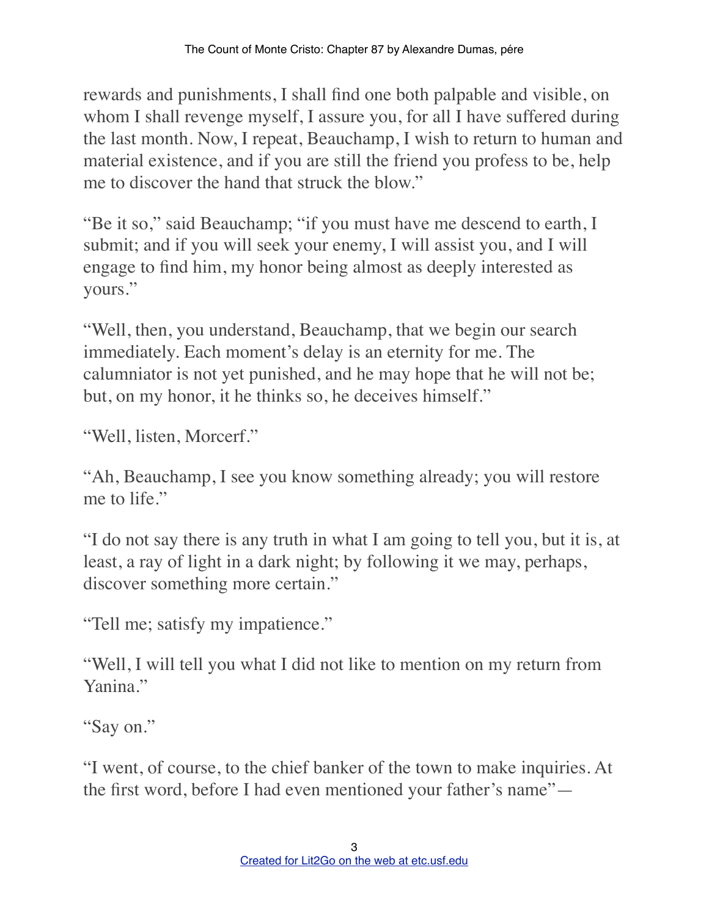rewards and punishments, I shall find one both palpable and visible, on whom I shall revenge myself, I assure you, for all I have suffered during the last month. Now, I repeat, Beauchamp, I wish to return to human and material existence, and if you are still the friend you profess to be, help me to discover the hand that struck the blow."

"Be it so," said Beauchamp; "if you must have me descend to earth, I submit; and if you will seek your enemy, I will assist you, and I will engage to find him, my honor being almost as deeply interested as yours."

"Well, then, you understand, Beauchamp, that we begin our search immediately. Each moment's delay is an eternity for me. The calumniator is not yet punished, and he may hope that he will not be; but, on my honor, it he thinks so, he deceives himself."

"Well, listen, Morcerf."

"Ah, Beauchamp, I see you know something already; you will restore me to life."

"I do not say there is any truth in what I am going to tell you, but it is, at least, a ray of light in a dark night; by following it we may, perhaps, discover something more certain."

"Tell me; satisfy my impatience."

"Well, I will tell you what I did not like to mention on my return from Yanina."

"Say on."

"I went, of course, to the chief banker of the town to make inquiries. At the first word, before I had even mentioned your father's name"—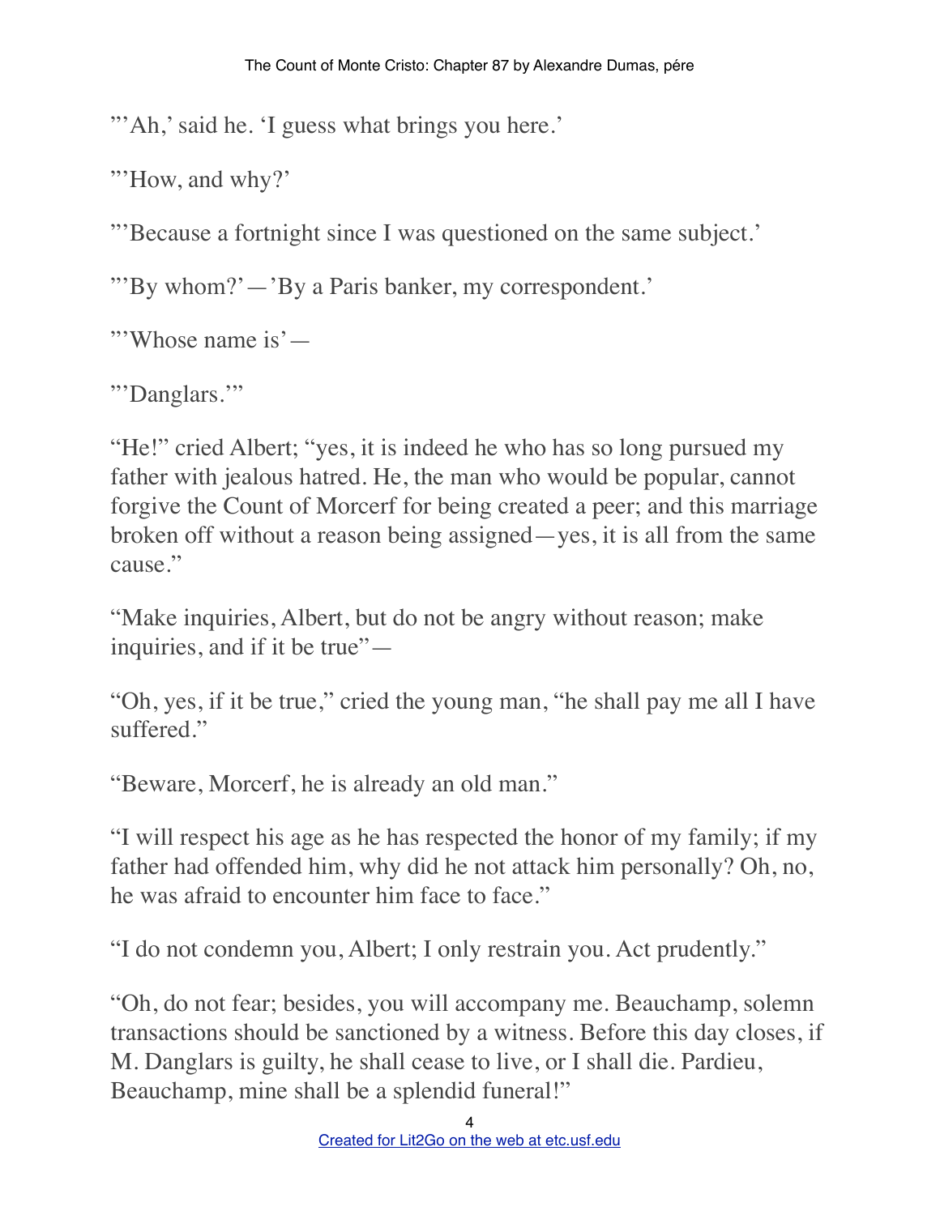"'Ah,' said he. 'I guess what brings you here.'

"'How, and why?'

"'Because a fortnight since I was questioned on the same subject.'

"'By whom?'—'By a Paris banker, my correspondent.'

"'Whose name is'—

"'Danglars.'"

"He!" cried Albert; "yes, it is indeed he who has so long pursued my father with jealous hatred. He, the man who would be popular, cannot forgive the Count of Morcerf for being created a peer; and this marriage broken off without a reason being assigned—yes, it is all from the same cause."

"Make inquiries, Albert, but do not be angry without reason; make inquiries, and if it be true"—

"Oh, yes, if it be true," cried the young man, "he shall pay me all I have suffered."

"Beware, Morcerf, he is already an old man."

"I will respect his age as he has respected the honor of my family; if my father had offended him, why did he not attack him personally? Oh, no, he was afraid to encounter him face to face."

"I do not condemn you, Albert; I only restrain you. Act prudently."

"Oh, do not fear; besides, you will accompany me. Beauchamp, solemn transactions should be sanctioned by a witness. Before this day closes, if M. Danglars is guilty, he shall cease to live, or I shall die. Pardieu, Beauchamp, mine shall be a splendid funeral!"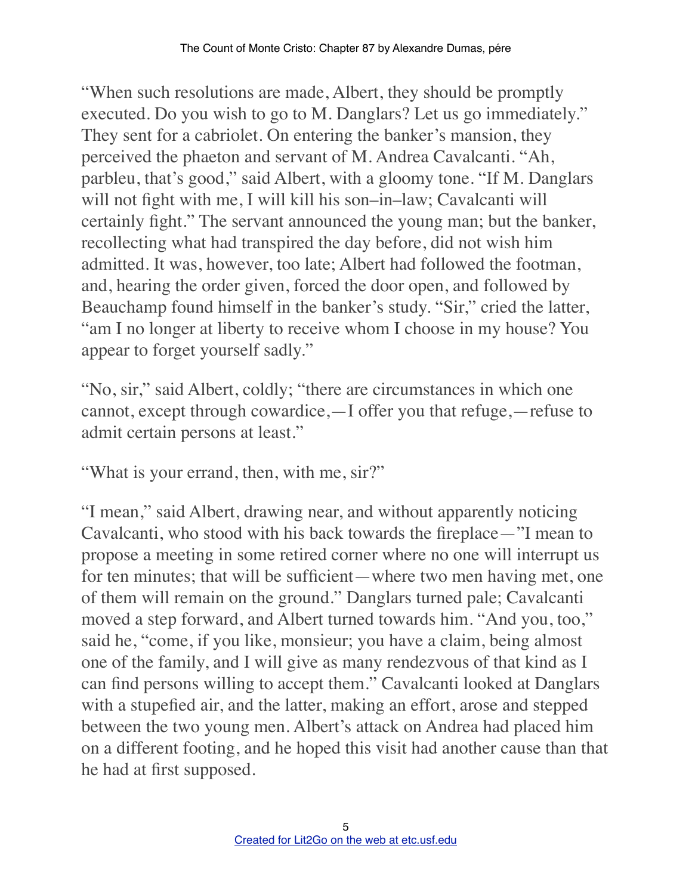"When such resolutions are made, Albert, they should be promptly executed. Do you wish to go to M. Danglars? Let us go immediately." They sent for a cabriolet. On entering the banker's mansion, they perceived the phaeton and servant of M. Andrea Cavalcanti. "Ah, parbleu, that's good," said Albert, with a gloomy tone. "If M. Danglars will not fight with me, I will kill his son–in–law; Cavalcanti will certainly fight." The servant announced the young man; but the banker, recollecting what had transpired the day before, did not wish him admitted. It was, however, too late; Albert had followed the footman, and, hearing the order given, forced the door open, and followed by Beauchamp found himself in the banker's study. "Sir," cried the latter, "am I no longer at liberty to receive whom I choose in my house? You appear to forget yourself sadly."

"No, sir," said Albert, coldly; "there are circumstances in which one cannot, except through cowardice,—I offer you that refuge,—refuse to admit certain persons at least."

"What is your errand, then, with me, sir?"

"I mean," said Albert, drawing near, and without apparently noticing Cavalcanti, who stood with his back towards the fireplace—"I mean to propose a meeting in some retired corner where no one will interrupt us for ten minutes; that will be sufficient—where two men having met, one of them will remain on the ground." Danglars turned pale; Cavalcanti moved a step forward, and Albert turned towards him. "And you, too," said he, "come, if you like, monsieur; you have a claim, being almost one of the family, and I will give as many rendezvous of that kind as I can find persons willing to accept them." Cavalcanti looked at Danglars with a stupefied air, and the latter, making an effort, arose and stepped between the two young men. Albert's attack on Andrea had placed him on a different footing, and he hoped this visit had another cause than that he had at first supposed.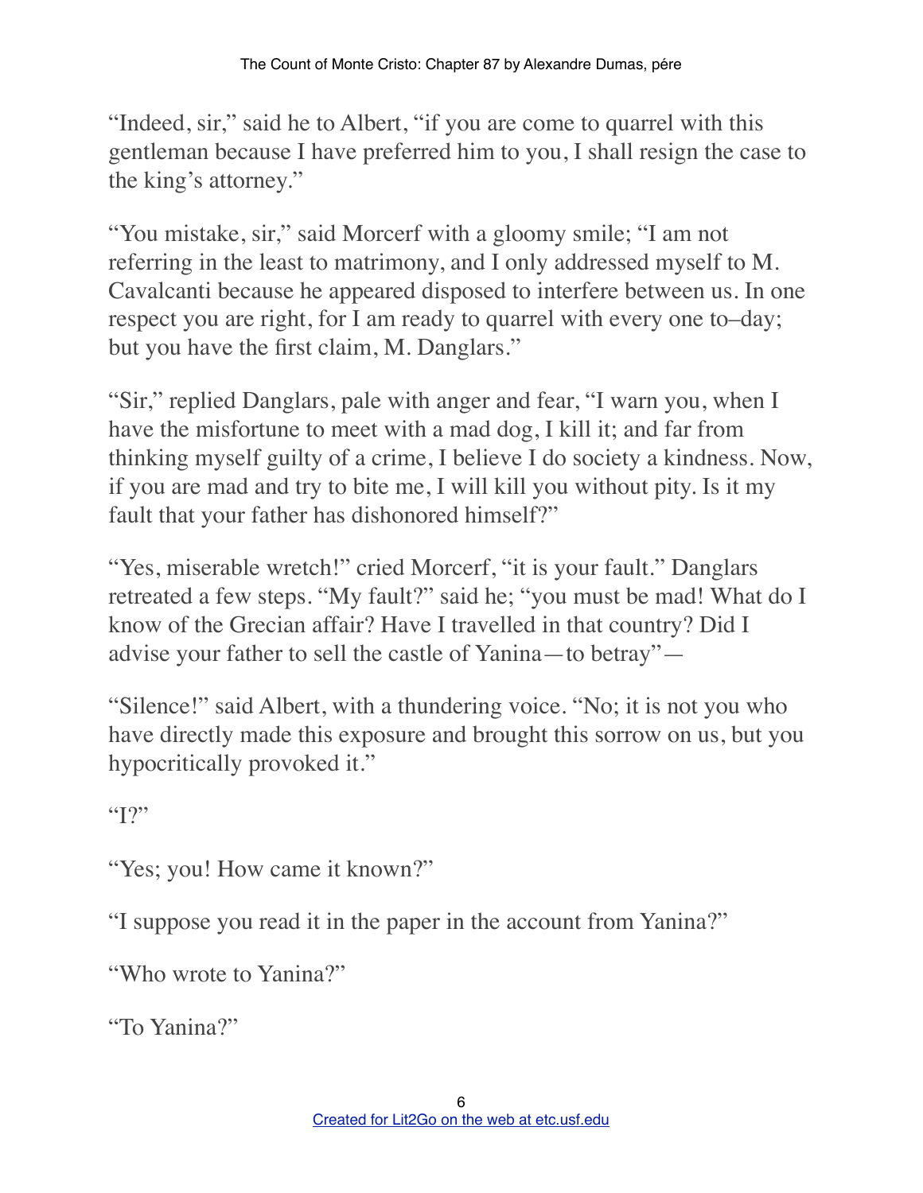"Indeed, sir," said he to Albert, "if you are come to quarrel with this gentleman because I have preferred him to you, I shall resign the case to the king's attorney."

"You mistake, sir," said Morcerf with a gloomy smile; "I am not referring in the least to matrimony, and I only addressed myself to M. Cavalcanti because he appeared disposed to interfere between us. In one respect you are right, for I am ready to quarrel with every one to–day; but you have the first claim, M. Danglars."

"Sir," replied Danglars, pale with anger and fear, "I warn you, when I have the misfortune to meet with a mad dog, I kill it; and far from thinking myself guilty of a crime, I believe I do society a kindness. Now, if you are mad and try to bite me, I will kill you without pity. Is it my fault that your father has dishonored himself?"

"Yes, miserable wretch!" cried Morcerf, "it is your fault." Danglars retreated a few steps. "My fault?" said he; "you must be mad! What do I know of the Grecian affair? Have I travelled in that country? Did I advise your father to sell the castle of Yanina—to betray"—

"Silence!" said Albert, with a thundering voice. "No; it is not you who have directly made this exposure and brought this sorrow on us, but you hypocritically provoked it."

"I?"

"Yes; you! How came it known?"

"I suppose you read it in the paper in the account from Yanina?"

"Who wrote to Yanina?"

"To Yanina?"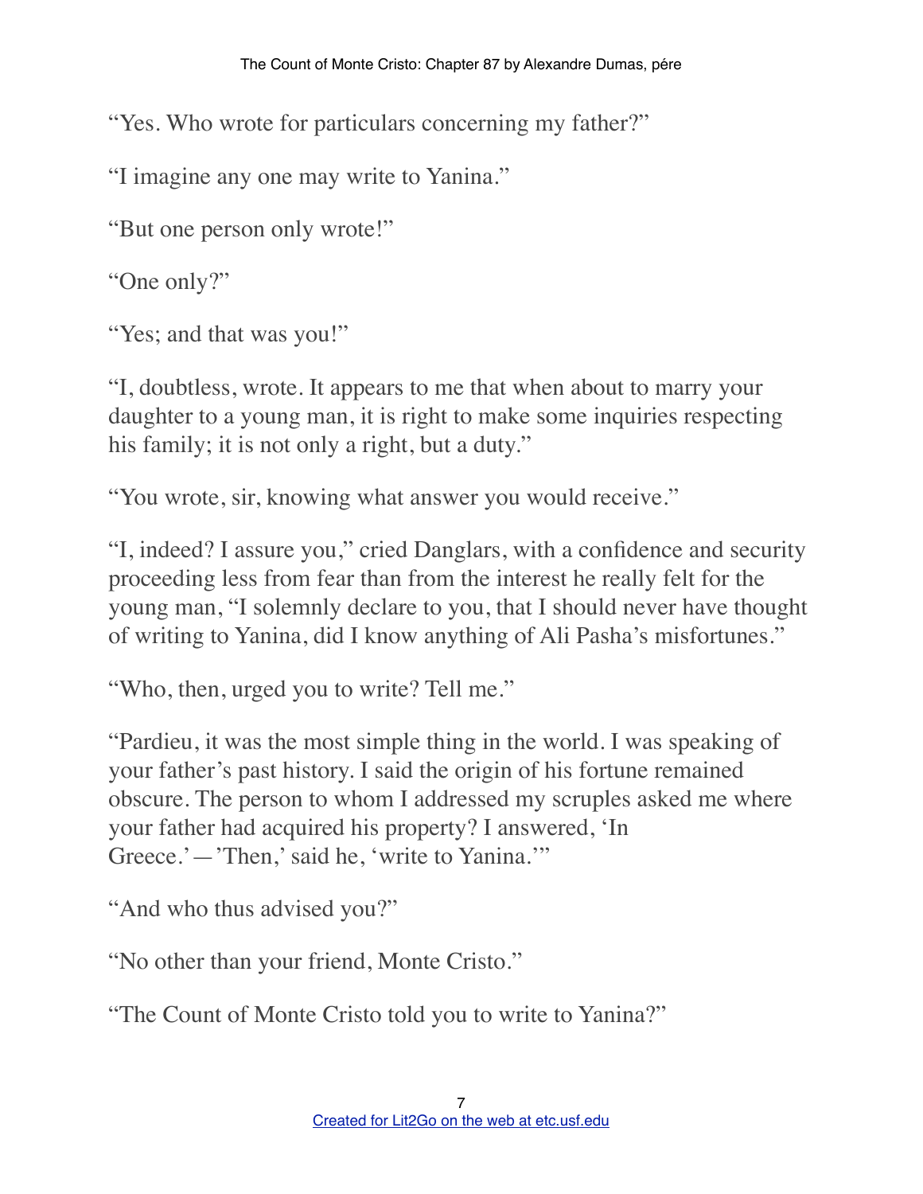"Yes. Who wrote for particulars concerning my father?"

"I imagine any one may write to Yanina."

"But one person only wrote!"

"One only?"

"Yes; and that was you!"

"I, doubtless, wrote. It appears to me that when about to marry your daughter to a young man, it is right to make some inquiries respecting his family; it is not only a right, but a duty."

"You wrote, sir, knowing what answer you would receive."

"I, indeed? I assure you," cried Danglars, with a confidence and security proceeding less from fear than from the interest he really felt for the young man, "I solemnly declare to you, that I should never have thought of writing to Yanina, did I know anything of Ali Pasha's misfortunes."

"Who, then, urged you to write? Tell me."

"Pardieu, it was the most simple thing in the world. I was speaking of your father's past history. I said the origin of his fortune remained obscure. The person to whom I addressed my scruples asked me where your father had acquired his property? I answered, 'In Greece.'—'Then,' said he, 'write to Yanina.'"

"And who thus advised you?"

"No other than your friend, Monte Cristo."

"The Count of Monte Cristo told you to write to Yanina?"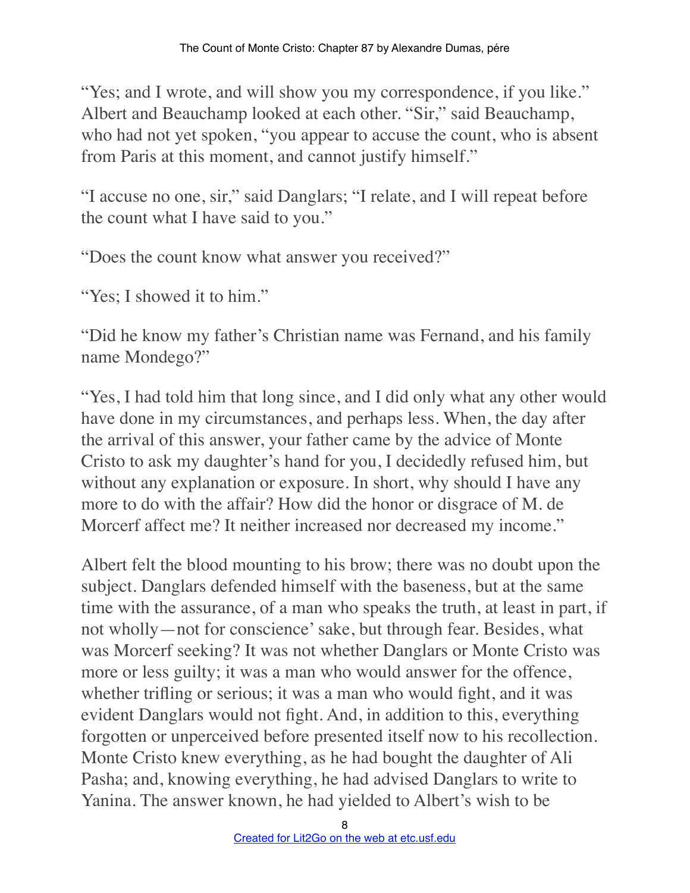"Yes; and I wrote, and will show you my correspondence, if you like." Albert and Beauchamp looked at each other. "Sir," said Beauchamp, who had not yet spoken, "you appear to accuse the count, who is absent from Paris at this moment, and cannot justify himself."

"I accuse no one, sir," said Danglars; "I relate, and I will repeat before the count what I have said to you."

"Does the count know what answer you received?"

"Yes; I showed it to him."

"Did he know my father's Christian name was Fernand, and his family name Mondego?"

"Yes, I had told him that long since, and I did only what any other would have done in my circumstances, and perhaps less. When, the day after the arrival of this answer, your father came by the advice of Monte Cristo to ask my daughter's hand for you, I decidedly refused him, but without any explanation or exposure. In short, why should I have any more to do with the affair? How did the honor or disgrace of M. de Morcerf affect me? It neither increased nor decreased my income."

Albert felt the blood mounting to his brow; there was no doubt upon the subject. Danglars defended himself with the baseness, but at the same time with the assurance, of a man who speaks the truth, at least in part, if not wholly—not for conscience' sake, but through fear. Besides, what was Morcerf seeking? It was not whether Danglars or Monte Cristo was more or less guilty; it was a man who would answer for the offence, whether trifling or serious; it was a man who would fight, and it was evident Danglars would not fight. And, in addition to this, everything forgotten or unperceived before presented itself now to his recollection. Monte Cristo knew everything, as he had bought the daughter of Ali Pasha; and, knowing everything, he had advised Danglars to write to Yanina. The answer known, he had yielded to Albert's wish to be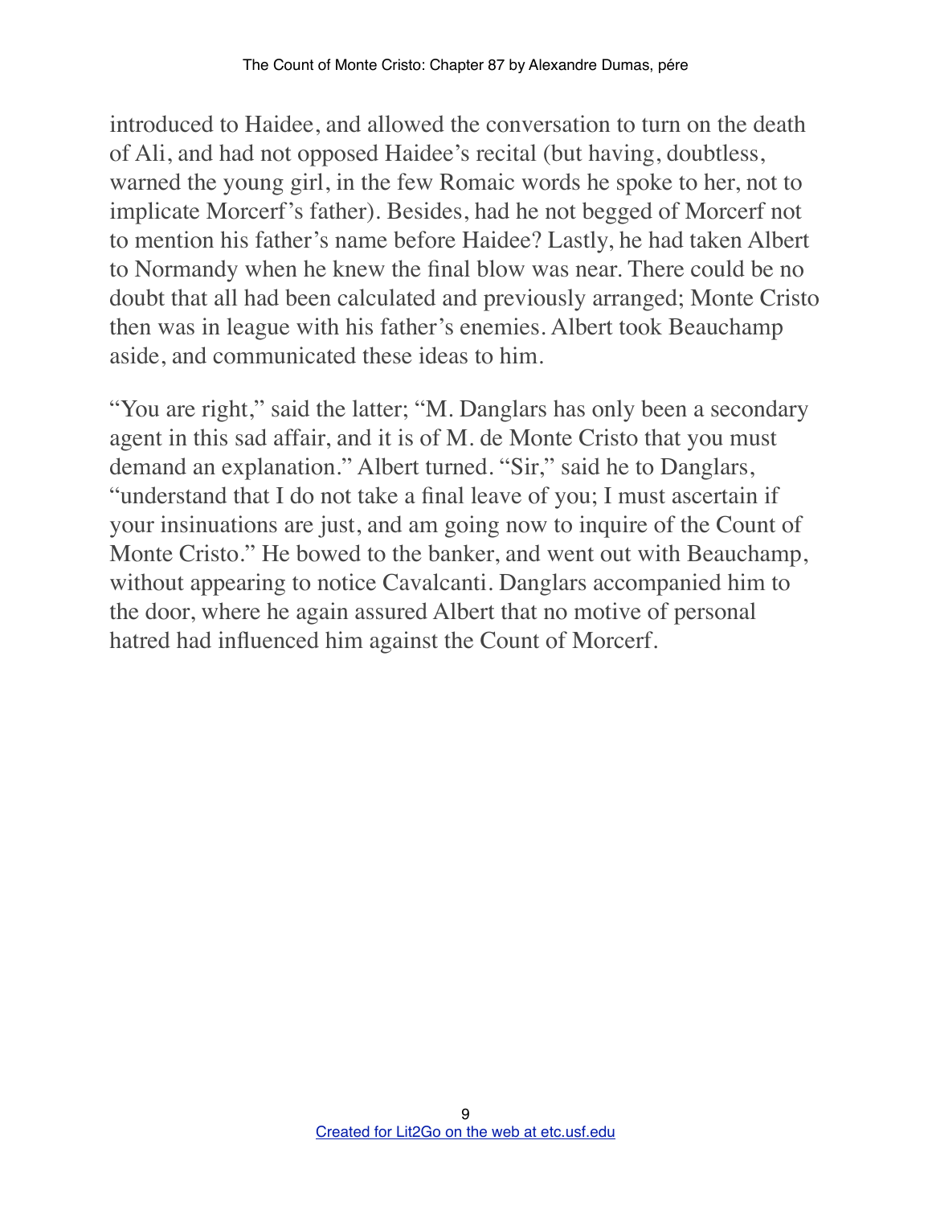introduced to Haidee, and allowed the conversation to turn on the death of Ali, and had not opposed Haidee's recital (but having, doubtless, warned the young girl, in the few Romaic words he spoke to her, not to implicate Morcerf's father). Besides, had he not begged of Morcerf not to mention his father's name before Haidee? Lastly, he had taken Albert to Normandy when he knew the final blow was near. There could be no doubt that all had been calculated and previously arranged; Monte Cristo then was in league with his father's enemies. Albert took Beauchamp aside, and communicated these ideas to him.

"You are right," said the latter; "M. Danglars has only been a secondary agent in this sad affair, and it is of M. de Monte Cristo that you must demand an explanation." Albert turned. "Sir," said he to Danglars, "understand that I do not take a final leave of you; I must ascertain if your insinuations are just, and am going now to inquire of the Count of Monte Cristo." He bowed to the banker, and went out with Beauchamp, without appearing to notice Cavalcanti. Danglars accompanied him to the door, where he again assured Albert that no motive of personal hatred had influenced him against the Count of Morcerf.